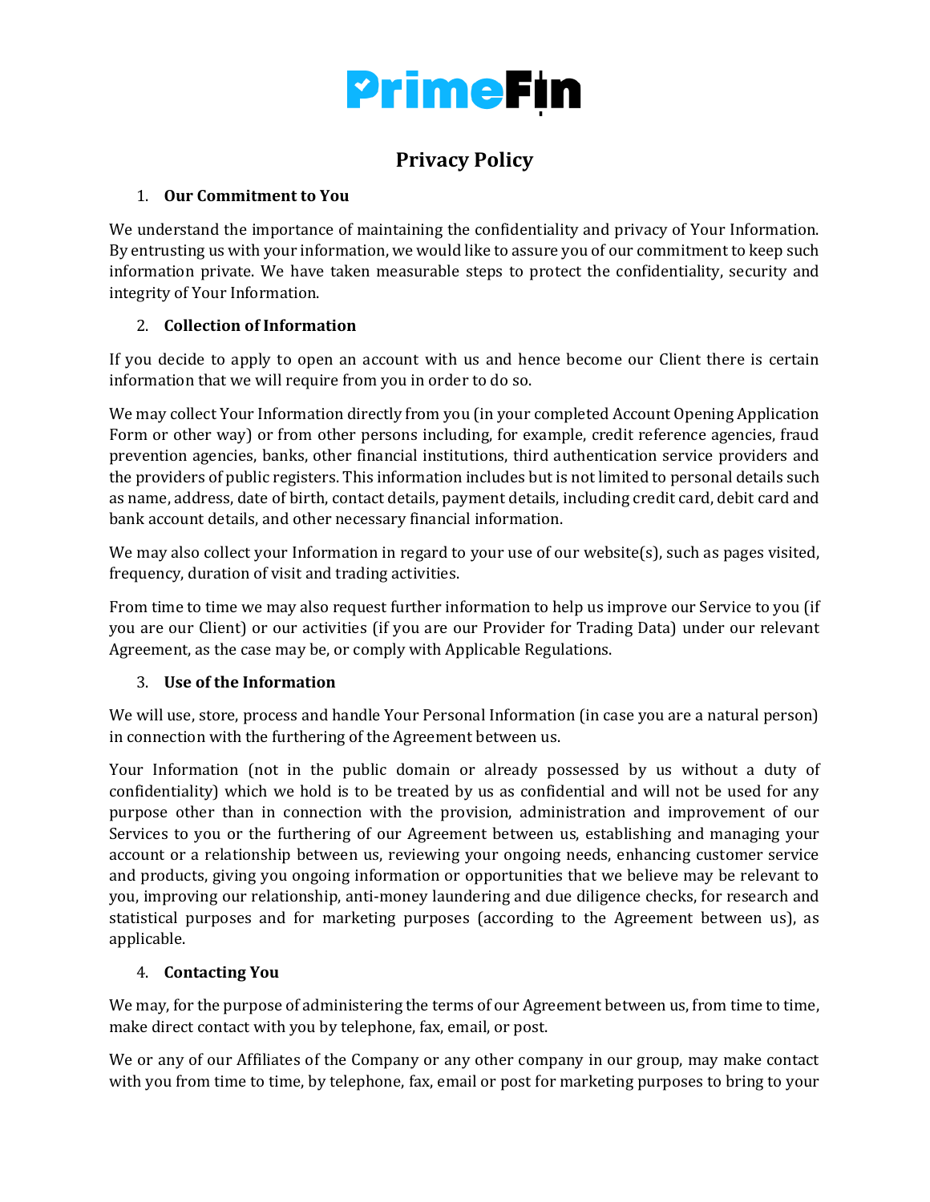PrimeFin

# Privacy Policy

1. **Our Commitment to You**

We understand the importance of maintaining the confidentiality and privacy of Your Information. By entrusting us with your information, we would like to assure you of our commitment to keep such information private. We have taken measurable steps to protect the confidentiality, security and integrity of Your Information.

2. **Collection of Information**

If you decide to apply to open an account with us and hence become our Client there is certain information that we will require from you in order to do so.

We may collect Your Information directly from you (in your completed Account Opening Application Form or other way) or from other persons including, for example, credit reference agencies, fraud prevention agencies, banks, other financial institutions, third authentication service providers and the providers of public registers. This information includes but is not limited to personal details such as name, address, date of birth, contact details, payment details, including credit card, debit card and bank account details, and other necessary financial information.

We may also collect your Information in regard to your use of our website(s), such as pages visited, frequency, duration of visit and trading activities.

From time to time we may also request further information to help us improve our Service to you (if you are our Client) or our activities (if you are our Provider for Trading Data) under our relevant Agreement, as the case may be, or comply with Applicable Regulations.

3. **Use of the Information**

We will use, store, process and handle Your Personal Information (in case you are a natural person) in connection with the furthering of the Agreement between us.

Your Information (not in the public domain or already possessed by us without a duty of confidentiality) which we hold is to be treated by us as confidential and will not be used for any purpose other than in connection with the provision, administration and improvement of our Services to you or the furthering of our Agreement between us, establishing and managing your account or a relationship between us, reviewing your ongoing needs, enhancing customer service and products, giving you ongoing information or opportunities that we believe may be relevant to you, improving our relationship, anti-money laundering and due diligence checks, for research and statistical purposes and for marketing purposes (according to the Agreement between us), as applicable.

4. **Contacting You**

We may, for the purpose of administering the terms of our Agreement between us, from time to time, make direct contact with you by telephone, fax, email, or post.

We or any of our Affiliates of the Company or any other company in our group, may make contact with you from time to time, by telephone, fax, email or post for marketing purposes to bring to your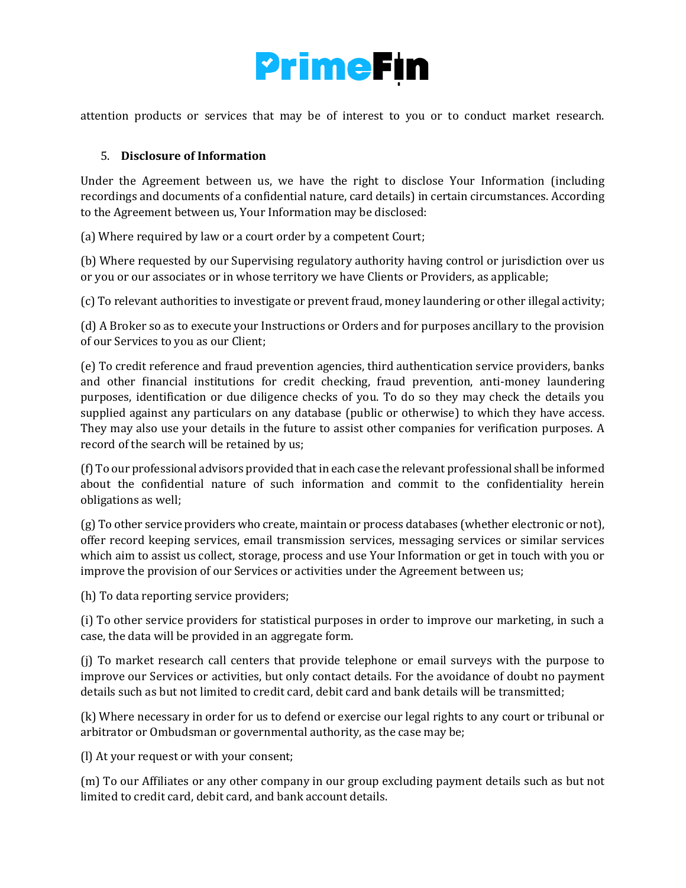attention products or services that may be of interest to you or to conduct market research.

## 5. Disclosure of Information

Under the Agreement between us, we have the right to disclose Your Information (including recordings and documents of a confidential nature, card details) in certain circumstances. According to the Agreement between us, Your Information may be disclosed:

(a) Where required by law or a court order by a competent Court;

(b) Where requested by our Supervising regulatory authority having control or jurisdiction over us or you or our associates or in whose territory we have Clients or Providers, as applicable;

(c) To relevant authorities to investigate or prevent fraud, money laundering or other illegal activity;

(d) A Broker so as to execute your Instructions or Orders and for purposes ancillary to the provision of our Services to you as our Client;

(e) To credit reference and fraud prevention agencies, third authentication service providers, banks and other financial institutions for credit checking, fraud prevention, anti-money laundering purposes, identification or due diligence checks of you. To do so they may check the details you supplied against any particulars on any database (public or otherwise) to which they have access. They may also use your details in the future to assist other companies for verification purposes. A record of the search will be retained by us;

(f) To our professional advisors provided that in each case the relevant professional shall be informed about the confidential nature of such information and commit to the confidentiality herein obligations as well;

(g) To other service providers who create, maintain or process databases (whether electronic or not), offer record keeping services, email transmission services, messaging services or similar services which aim to assist us collect, storage, process and use Your Information or get in touch with you or improve the provision of our Services or activities under the Agreement between us;

(h) To data reporting service providers;

(i) To other service providers for statistical purposes in order to improve our marketing, in such a case, the data will be provided in an aggregate form.

(j) To market research call centers that provide telephone or email surveys with the purpose to improve our Services or activities, but only contact details. For the avoidance of doubt no payment details such as but not limited to credit card, debit card and bank details will be transmitted;

(k) Where necessary in order for us to defend or exercise our legal rights to any court or tribunal or arbitrator or Ombudsman or governmental authority, as the case may be;

(l) At your request or with your consent;

(m) To our Affiliates or any other company in our group excluding payment details such as but not limited to credit card, debit card, and bank account details.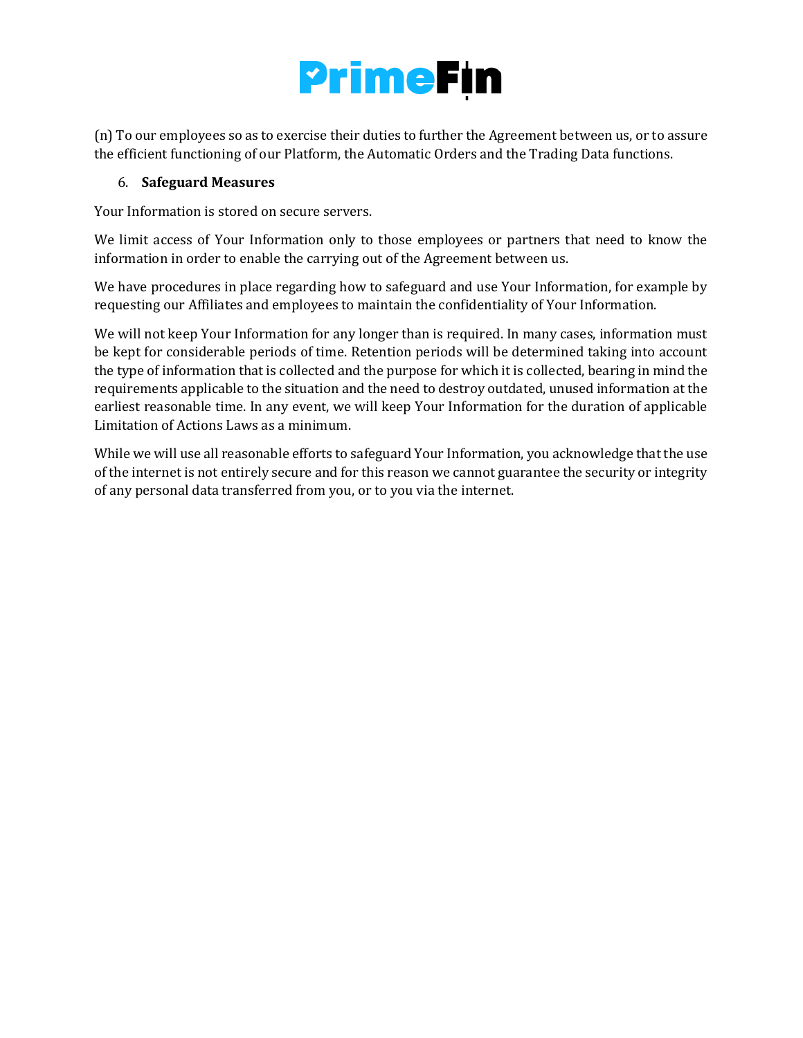(n) To our employees so as to exercise their duties to further the Agreement between us, or to assure the efficient functioning of our Platform, the Automatic Orders and the Trading Data functions.

6. **Safeguard Measures**

Your Information is stored on secure servers.

We limit access of Your Information only to those employees or partners that need to know the information in order to enable the carrying out of the Agreement between us.

We have procedures in place regarding how to safeguard and use Your Information, for example by requesting our Affiliates and employees to maintain the confidentiality of Your Information.

We will not keep Your Information for any longer than is required. In many cases, information must be kept for considerable periods of time. Retention periods will be determined taking into account the type of information that is collected and the purpose for which it is collected, bearing in mind the requirements applicable to the situation and the need to destroy outdated, unused information at the earliest reasonable time. In any event, we will keep Your Information for the duration of applicable Limitation of Actions Laws as a minimum.

While we will use all reasonable efforts to safeguard Your Information, you acknowledge that the use of the internet is not entirely secure and for this reason we cannot guarantee the security or integrity of any personal data transferred from you, or to you via the internet.